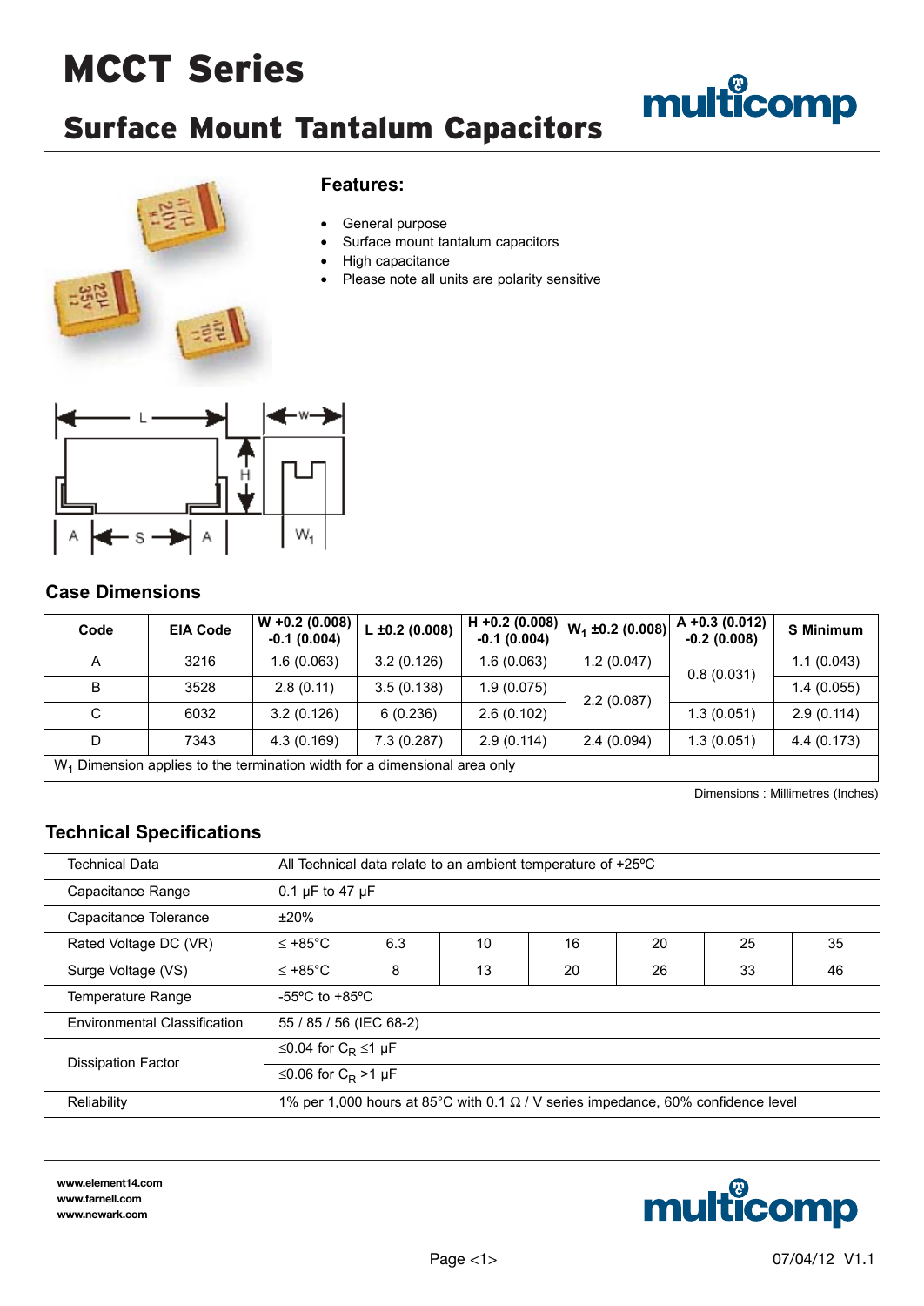# MCCT Series

## Surface Mount Tantalum Capacitors

### Features:

- General purpose
- Surface mount tantalum capacitors
- High capacitance
- Please note all units are polarity sensitive

L

W

H

A S A

$W_1$

### Case Dimensions

| Code | EIA Code | W +0.2 (0.008) -0.1 (0.004) | L ±0.2 (0.008) | H +0.2 (0.008) -0.1 (0.004) | $W_1$ ±0.2 (0.008) | A +0.3 (0.012) -0.2 (0.008) | S Minimum |
|---|---|---|---|---|---|---|---|
| A | 3216 | 1.6 (0.063) | 3.2 (0.126) | 1.6 (0.063) | 1.2 (0.047) | 0.8 (0.031) | 1.1 (0.043) |
| B | 3528 | 2.8 (0.11) | 3.5 (0.138) | 1.9 (0.075) | 2.2 (0.087) | 0.8 (0.031) | 1.4 (0.055) |
| C | 6032 | 3.2 (0.126) | 6 (0.236) | 2.6 (0.102) | 2.2 (0.087) | 1.3 (0.051) | 2.9 (0.114) |
| D | 7343 | 4.3 (0.169) | 7.3 (0.287) | 2.9 (0.114) | 2.4 (0.094) | 1.3 (0.051) | 4.4 (0.173) |

$W_1$ Dimension applies to the termination width for a dimensional area only

Dimensions : Millimetres (Inches)

### Technical Specifications

| | | | | | | | |
|---|---|---|---|---|---|---|---|
| Technical Data | All Technical data relate to an ambient temperature of +25ºC | | | | | | |
| Capacitance Range | 0.1 µF to 47 µF | | | | | | |
| Capacitance Tolerance | ±20% | | | | | | |
| Rated Voltage DC (VR) | ≤ +85°C | 6.3 | 10 | 16 | 20 | 25 | 35 |
| Surge Voltage (VS) | ≤ +85°C | 8 | 13 | 20 | 26 | 33 | 46 |
| Temperature Range | -55ºC to +85ºC | | | | | | |
| Environmental Classification | 55 / 85 / 56 (IEC 68-2) | | | | | | |
| Dissipation Factor | ≤0.04 for $C_R$ ≤1 µF | | | | | | |
| | ≤0.06 for $C_R$ >1 µF | | | | | | |
| Reliability | 1% per 1,000 hours at 85°C with 0.1 Ω / V series impedance, 60% confidence level | | | | | | |

www.element14.com
www.farnell.com
www.newark.com

07/04/12 V1.1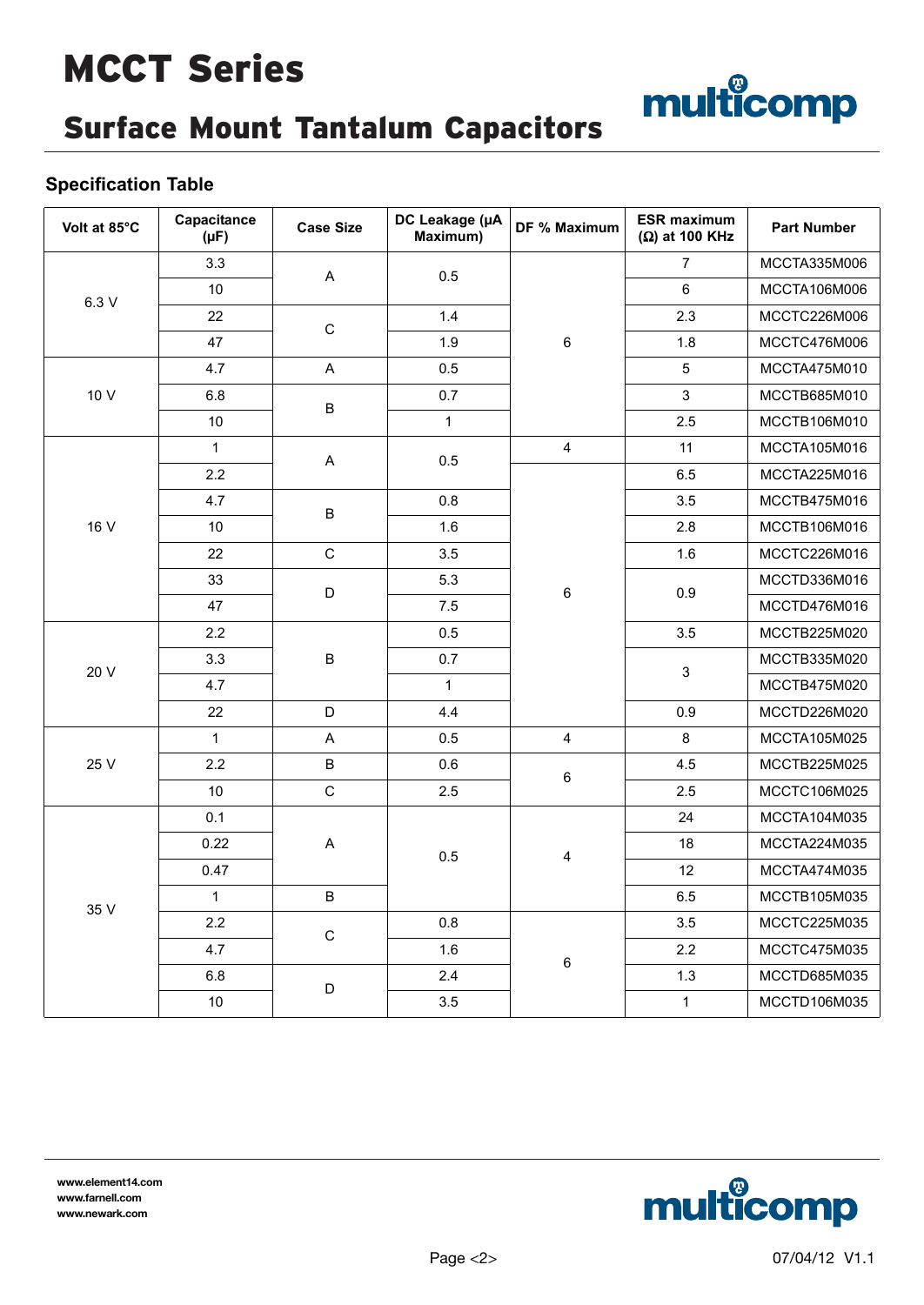# MCCT Series

## Surface Mount Tantalum Capacitors

### Specification Table

| Volt at 85°C | Capacitance (µF) | Case Size | DC Leakage (µA Maximum) | DF % Maximum | ESR maximum (Ω) at 100 KHz | Part Number |
|---|---|---|---|---|---|---|
| 6.3 V | 3.3 | A | 0.5 | 6 | 7 | MCCTA335M006 |
| | 10 | | | | 6 | MCCTA106M006 |
| | 22 | C | 1.4 | | 2.3 | MCCTC226M006 |
| | 47 | | 1.9 | | 1.8 | MCCTC476M006 |
| 10 V | 4.7 | A | 0.5 | | 5 | MCCTA475M010 |
| | 6.8 | B | 0.7 | | 3 | MCCTB685M010 |
| | 10 | | 1 | | 2.5 | MCCTB106M010 |
| 16 V | 1 | A | 0.5 | 4 | 11 | MCCTA105M016 |
| | 2.2 | | | 6 | 6.5 | MCCTA225M016 |
| | 4.7 | B | 0.8 | | 3.5 | MCCTB475M016 |
| | 10 | | 1.6 | | 2.8 | MCCTB106M016 |
| | 22 | C | 3.5 | | 1.6 | MCCTC226M016 |
| | 33 | D | 5.3 | | 0.9 | MCCTD336M016 |
| | 47 | | 7.5 | | | MCCTD476M016 |
| 20 V | 2.2 | B | 0.5 | | 3.5 | MCCTB225M020 |
| | 3.3 | | 0.7 | | 3 | MCCTB335M020 |
| | 4.7 | | 1 | | | MCCTB475M020 |
| | 22 | D | 4.4 | | 0.9 | MCCTD226M020 |
| 25 V | 1 | A | 0.5 | 4 | 8 | MCCTA105M025 |
| | 2.2 | B | 0.6 | 6 | 4.5 | MCCTB225M025 |
| | 10 | C | 2.5 | | 2.5 | MCCTC106M025 |
| 35 V | 0.1 | A | 0.5 | 4 | 24 | MCCTA104M035 |
| | 0.22 | | | | 18 | MCCTA224M035 |
| | 0.47 | | | | 12 | MCCTA474M035 |
| | 1 | B | | | 6.5 | MCCTB105M035 |
| | 2.2 | C | 0.8 | 6 | 3.5 | MCCTC225M035 |
| | 4.7 | | 1.6 | | 2.2 | MCCTC475M035 |
| | 6.8 | D | 2.4 | | 1.3 | MCCTD685M035 |
| | 10 | | 3.5 | | 1 | MCCTD106M035 |

www.element14.com
www.farnell.com
www.newark.com

07/04/12 V1.1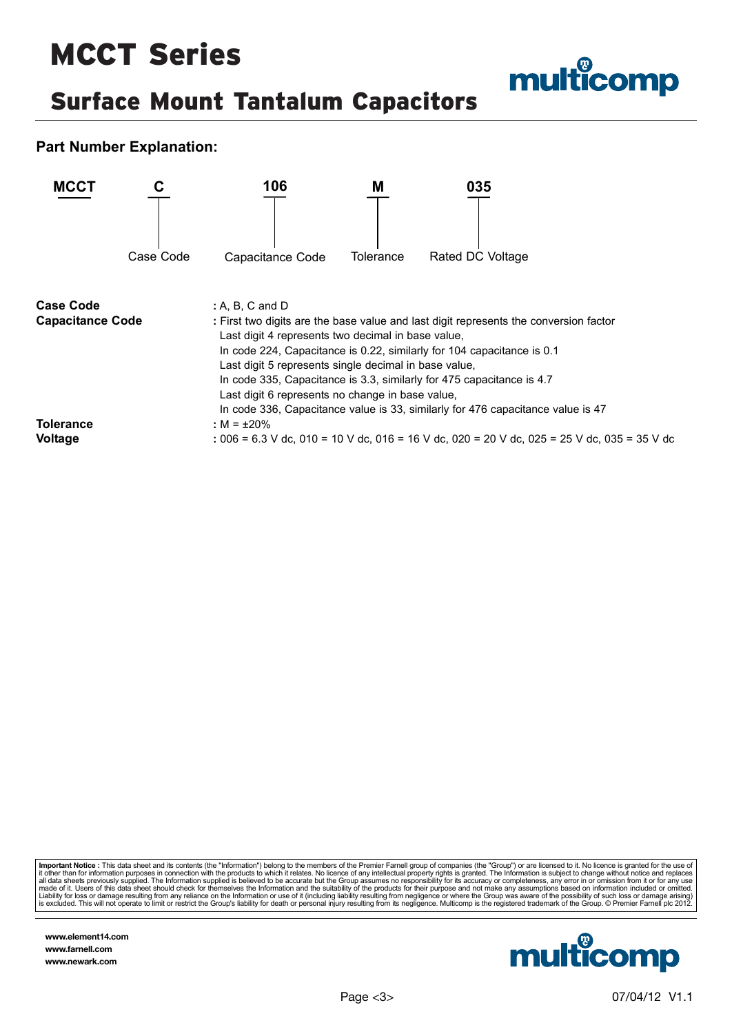# MCCT Series

## Surface Mount Tantalum Capacitors

### Part Number Explanation:

| MCCT | C | 106 | M | 035 |
|---|---|---|---|---|
| | Case Code | Capacitance Code | Tolerance | Rated DC Voltage |

**Case Code** : A, B, C and D

**Capacitance Code** : First two digits are the base value and last digit represents the conversion factor
Last digit 4 represents two decimal in base value,
In code 224, Capacitance is 0.22, similarly for 104 capacitance is 0.1
Last digit 5 represents single decimal in base value,
In code 335, Capacitance is 3.3, similarly for 475 capacitance is 4.7
Last digit 6 represents no change in base value,
In code 336, Capacitance value is 33, similarly for 476 capacitance value is 47

**Tolerance** : M = ±20%

**Voltage** : 006 = 6.3 V dc, 010 = 10 V dc, 016 = 16 V dc, 020 = 20 V dc, 025 = 25 V dc, 035 = 35 V dc

**Important Notice :** This data sheet and its contents (the "Information") belong to the members of the Premier Farnell group of companies (the "Group") or are licensed to it. No licence is granted for the use of it other than for information purposes in connection with the products to which it relates. No licence of any intellectual property rights is granted. The Information is subject to change without notice and replaces all data sheets previously supplied. The Information supplied is believed to be accurate but the Group assumes no responsibility for its accuracy or completeness, any error in or omission from it or for any use made of it. Users of this data sheet should check for themselves the Information and the suitability of the products for their purpose and not make any assumptions based on information included or omitted. Liability for loss or damage resulting from any reliance on the Information or use of it (including liability resulting from negligence or where the Group was aware of the possibility of such loss or damage arising) is excluded. This will not operate to limit or restrict the Group's liability for death or personal injury resulting from its negligence. Multicomp is the registered trademark of the Group. © Premier Farnell plc 2012.

www.element14.com
www.farnell.com
www.newark.com

07/04/12 V1.1